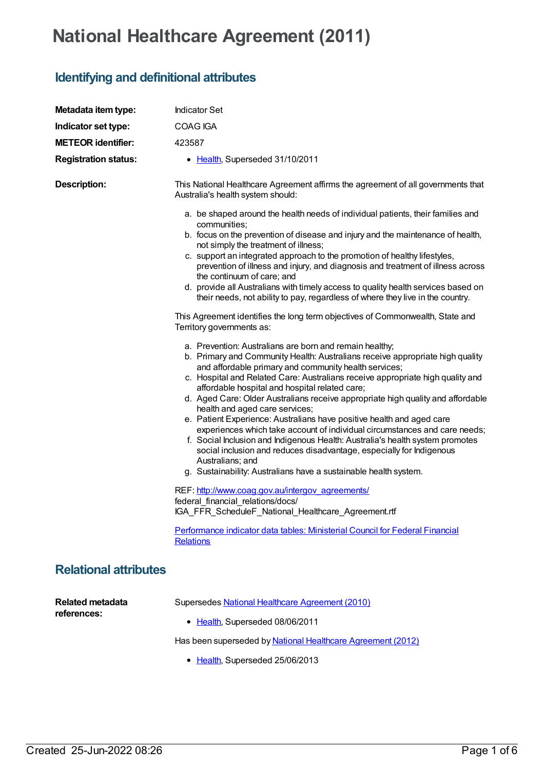# National Healthcare Agreement (2011)

## Identifying and definitional attributes

**Metadata item type:** Indicator Set

**Indicator set type:** COAG IGA

**METEOR identifier:** 423587

**Registration status:**

- Health, Superseded 31/10/2011

**Description:**

This National Healthcare Agreement affirms the agreement of all governments that Australia's health system should:

a. be shaped around the health needs of individual patients, their families and communities;
b. focus on the prevention of disease and injury and the maintenance of health, not simply the treatment of illness;
c. support an integrated approach to the promotion of healthy lifestyles, prevention of illness and injury, and diagnosis and treatment of illness across the continuum of care; and
d. provide all Australians with timely access to quality health services based on their needs, not ability to pay, regardless of where they live in the country.

This Agreement identifies the long term objectives of Commonwealth, State and Territory governments as:

a. Prevention: Australians are born and remain healthy;
b. Primary and Community Health: Australians receive appropriate high quality and affordable primary and community health services;
c. Hospital and Related Care: Australians receive appropriate high quality and affordable hospital and hospital related care;
d. Aged Care: Older Australians receive appropriate high quality and affordable health and aged care services;
e. Patient Experience: Australians have positive health and aged care experiences which take account of individual circumstances and care needs;
f. Social Inclusion and Indigenous Health: Australia's health system promotes social inclusion and reduces disadvantage, especially for Indigenous Australians; and
g. Sustainability: Australians have a sustainable health system.

REF: http://www.coag.gov.au/intergov_agreements/
federal_financial_relations/docs/
IGA_FFR_ScheduleF_National_Healthcare_Agreement.rtf

Performance indicator data tables: Ministerial Council for Federal Financial Relations

## Relational attributes

**Related metadata references:**

Supersedes National Healthcare Agreement (2010)

- Health, Superseded 08/06/2011

Has been superseded by National Healthcare Agreement (2012)

- Health, Superseded 25/06/2013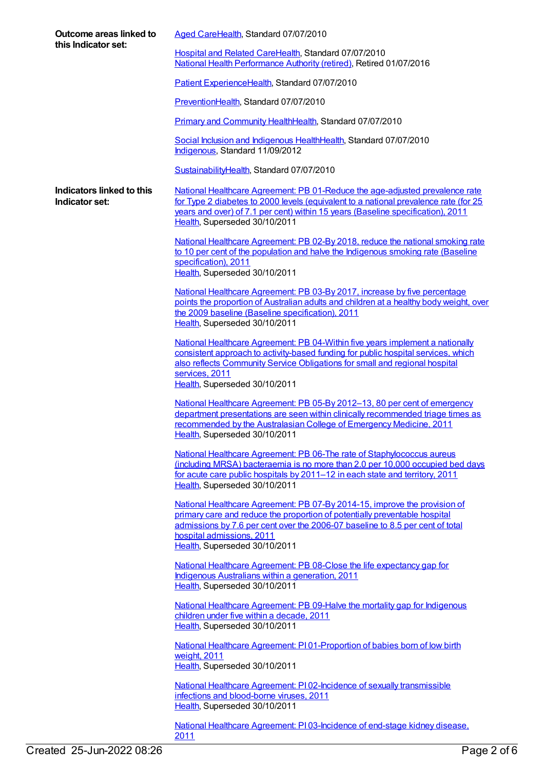**Outcome areas linked to this Indicator set:**

Aged CareHealth, Standard 07/07/2010

Hospital and Related CareHealth, Standard 07/07/2010
National Health Performance Authority (retired), Retired 01/07/2016

Patient ExperienceHealth, Standard 07/07/2010

PreventionHealth, Standard 07/07/2010

Primary and Community HealthHealth, Standard 07/07/2010

Social Inclusion and Indigenous HealthHealth, Standard 07/07/2010
Indigenous, Standard 11/09/2012

SustainabilityHealth, Standard 07/07/2010

**Indicators linked to this Indicator set:**

National Healthcare Agreement: PB 01-Reduce the age-adjusted prevalence rate for Type 2 diabetes to 2000 levels (equivalent to a national prevalence rate (for 25 years and over) of 7.1 per cent) within 15 years (Baseline specification), 2011
Health, Superseded 30/10/2011

National Healthcare Agreement: PB 02-By 2018, reduce the national smoking rate to 10 per cent of the population and halve the Indigenous smoking rate (Baseline specification), 2011
Health, Superseded 30/10/2011

National Healthcare Agreement: PB 03-By 2017, increase by five percentage points the proportion of Australian adults and children at a healthy body weight, over the 2009 baseline (Baseline specification), 2011
Health, Superseded 30/10/2011

National Healthcare Agreement: PB 04-Within five years implement a nationally consistent approach to activity-based funding for public hospital services, which also reflects Community Service Obligations for small and regional hospital services, 2011
Health, Superseded 30/10/2011

National Healthcare Agreement: PB 05-By 2012–13, 80 per cent of emergency department presentations are seen within clinically recommended triage times as recommended by the Australasian College of Emergency Medicine, 2011
Health, Superseded 30/10/2011

National Healthcare Agreement: PB 06-The rate of Staphylococcus aureus (including MRSA) bacteraemia is no more than 2.0 per 10,000 occupied bed days for acute care public hospitals by 2011–12 in each state and territory, 2011
Health, Superseded 30/10/2011

National Healthcare Agreement: PB 07-By 2014-15, improve the provision of primary care and reduce the proportion of potentially preventable hospital admissions by 7.6 per cent over the 2006-07 baseline to 8.5 per cent of total hospital admissions, 2011
Health, Superseded 30/10/2011

National Healthcare Agreement: PB 08-Close the life expectancy gap for Indigenous Australians within a generation, 2011
Health, Superseded 30/10/2011

National Healthcare Agreement: PB 09-Halve the mortality gap for Indigenous children under five within a decade, 2011
Health, Superseded 30/10/2011

National Healthcare Agreement: PI 01-Proportion of babies born of low birth weight, 2011
Health, Superseded 30/10/2011

National Healthcare Agreement: PI 02-Incidence of sexually transmissible infections and blood-borne viruses, 2011
Health, Superseded 30/10/2011

National Healthcare Agreement: PI 03-Incidence of end-stage kidney disease, 2011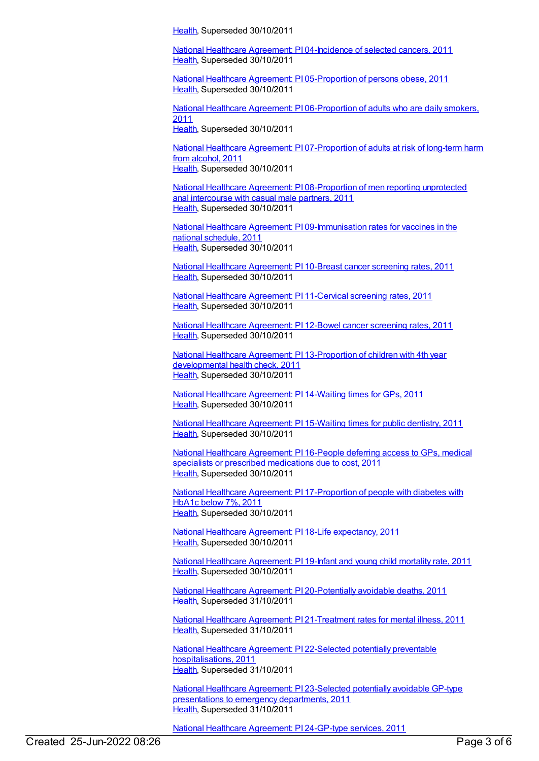[Health](), Superseded 30/10/2011

[National Healthcare Agreement: PI 04-Incidence of selected cancers, 2011]()
[Health](), Superseded 30/10/2011

[National Healthcare Agreement: PI 05-Proportion of persons obese, 2011]()
[Health](), Superseded 30/10/2011

[National Healthcare Agreement: PI 06-Proportion of adults who are daily smokers, 2011]()
[Health](), Superseded 30/10/2011

[National Healthcare Agreement: PI 07-Proportion of adults at risk of long-term harm from alcohol, 2011]()
[Health](), Superseded 30/10/2011

[National Healthcare Agreement: PI 08-Proportion of men reporting unprotected anal intercourse with casual male partners, 2011]()
[Health](), Superseded 30/10/2011

[National Healthcare Agreement: PI 09-Immunisation rates for vaccines in the national schedule, 2011]()
[Health](), Superseded 30/10/2011

[National Healthcare Agreement: PI 10-Breast cancer screening rates, 2011]()
[Health](), Superseded 30/10/2011

[National Healthcare Agreement: PI 11-Cervical screening rates, 2011]()
[Health](), Superseded 30/10/2011

[National Healthcare Agreement: PI 12-Bowel cancer screening rates, 2011]()
[Health](), Superseded 30/10/2011

[National Healthcare Agreement: PI 13-Proportion of children with 4th year developmental health check, 2011]()
[Health](), Superseded 30/10/2011

[National Healthcare Agreement: PI 14-Waiting times for GPs, 2011]()
[Health](), Superseded 30/10/2011

[National Healthcare Agreement: PI 15-Waiting times for public dentistry, 2011]()
[Health](), Superseded 30/10/2011

[National Healthcare Agreement: PI 16-People deferring access to GPs, medical specialists or prescribed medications due to cost, 2011]()
[Health](), Superseded 30/10/2011

[National Healthcare Agreement: PI 17-Proportion of people with diabetes with HbA1c below 7%, 2011]()
[Health](), Superseded 30/10/2011

[National Healthcare Agreement: PI 18-Life expectancy, 2011]()
[Health](), Superseded 30/10/2011

[National Healthcare Agreement: PI 19-Infant and young child mortality rate, 2011]()
[Health](), Superseded 30/10/2011

[National Healthcare Agreement: PI 20-Potentially avoidable deaths, 2011]()
[Health](), Superseded 31/10/2011

[National Healthcare Agreement: PI 21-Treatment rates for mental illness, 2011]()
[Health](), Superseded 31/10/2011

[National Healthcare Agreement: PI 22-Selected potentially preventable hospitalisations, 2011]()
[Health](), Superseded 31/10/2011

[National Healthcare Agreement: PI 23-Selected potentially avoidable GP-type presentations to emergency departments, 2011]()
[Health](), Superseded 31/10/2011

[National Healthcare Agreement: PI 24-GP-type services, 2011]()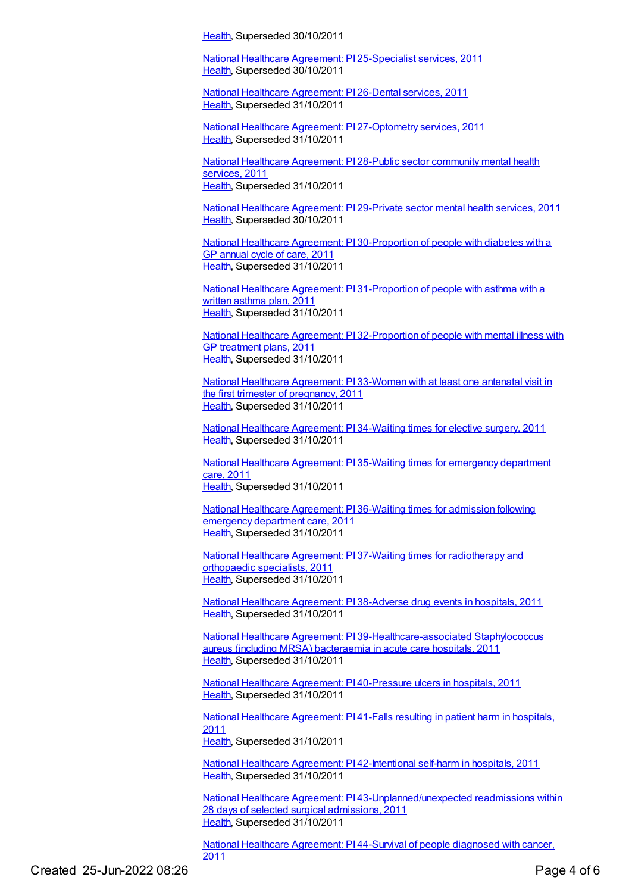Health, Superseded 30/10/2011

National Healthcare Agreement: PI 25-Specialist services, 2011
Health, Superseded 30/10/2011

National Healthcare Agreement: PI 26-Dental services, 2011
Health, Superseded 31/10/2011

National Healthcare Agreement: PI 27-Optometry services, 2011
Health, Superseded 31/10/2011

National Healthcare Agreement: PI 28-Public sector community mental health services, 2011
Health, Superseded 31/10/2011

National Healthcare Agreement: PI 29-Private sector mental health services, 2011
Health, Superseded 30/10/2011

National Healthcare Agreement: PI 30-Proportion of people with diabetes with a GP annual cycle of care, 2011
Health, Superseded 31/10/2011

National Healthcare Agreement: PI 31-Proportion of people with asthma with a written asthma plan, 2011
Health, Superseded 31/10/2011

National Healthcare Agreement: PI 32-Proportion of people with mental illness with GP treatment plans, 2011
Health, Superseded 31/10/2011

National Healthcare Agreement: PI 33-Women with at least one antenatal visit in the first trimester of pregnancy, 2011
Health, Superseded 31/10/2011

National Healthcare Agreement: PI 34-Waiting times for elective surgery, 2011
Health, Superseded 31/10/2011

National Healthcare Agreement: PI 35-Waiting times for emergency department care, 2011
Health, Superseded 31/10/2011

National Healthcare Agreement: PI 36-Waiting times for admission following emergency department care, 2011
Health, Superseded 31/10/2011

National Healthcare Agreement: PI 37-Waiting times for radiotherapy and orthopaedic specialists, 2011
Health, Superseded 31/10/2011

National Healthcare Agreement: PI 38-Adverse drug events in hospitals, 2011
Health, Superseded 31/10/2011

National Healthcare Agreement: PI 39-Healthcare-associated Staphylococcus aureus (including MRSA) bacteraemia in acute care hospitals, 2011
Health, Superseded 31/10/2011

National Healthcare Agreement: PI 40-Pressure ulcers in hospitals, 2011
Health, Superseded 31/10/2011

National Healthcare Agreement: PI 41-Falls resulting in patient harm in hospitals, 2011
Health, Superseded 31/10/2011

National Healthcare Agreement: PI 42-Intentional self-harm in hospitals, 2011
Health, Superseded 31/10/2011

National Healthcare Agreement: PI 43-Unplanned/unexpected readmissions within 28 days of selected surgical admissions, 2011
Health, Superseded 31/10/2011

National Healthcare Agreement: PI 44-Survival of people diagnosed with cancer, 2011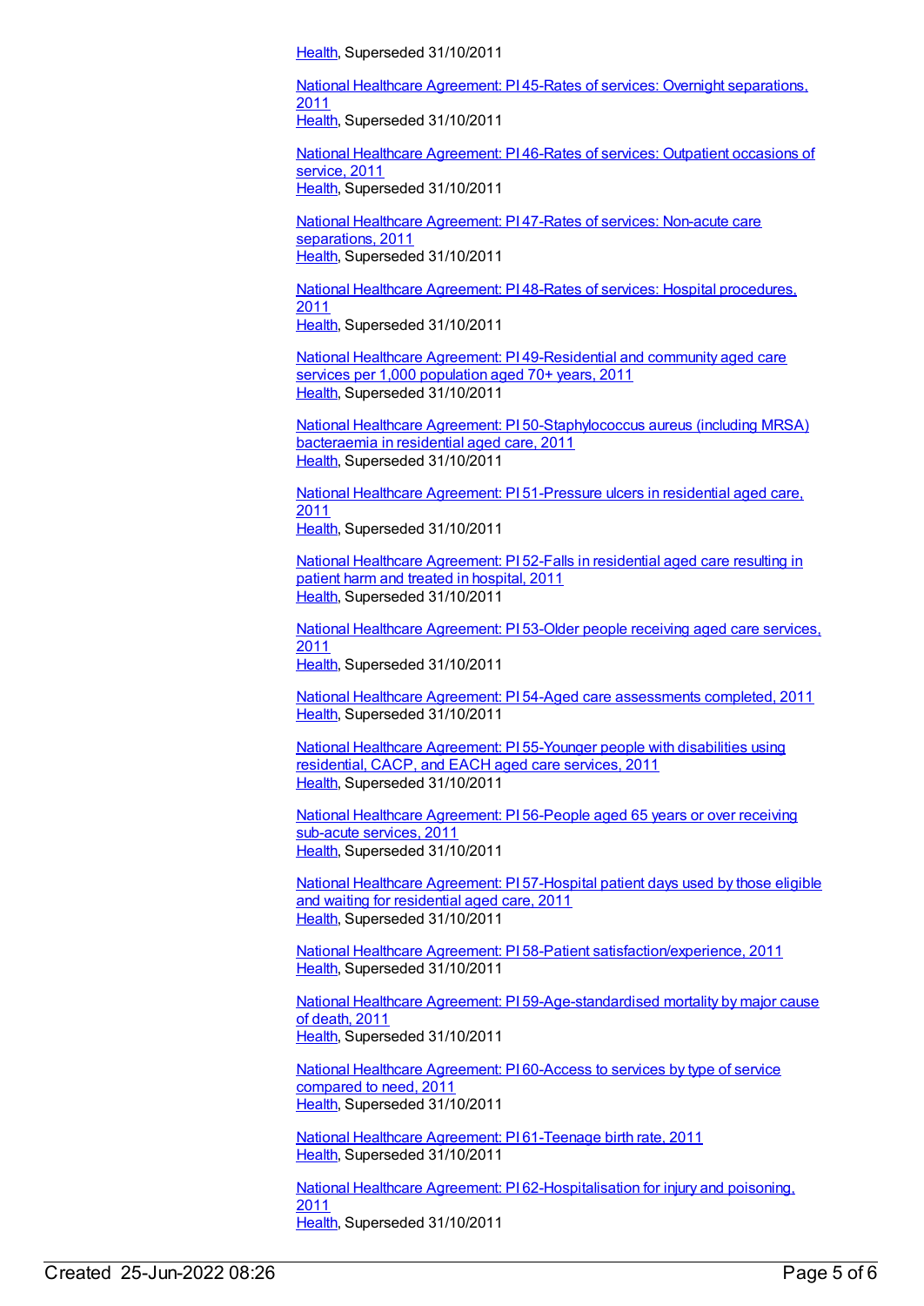Health, Superseded 31/10/2011

National Healthcare Agreement: PI 45-Rates of services: Overnight separations, 2011
Health, Superseded 31/10/2011

National Healthcare Agreement: PI 46-Rates of services: Outpatient occasions of service, 2011
Health, Superseded 31/10/2011

National Healthcare Agreement: PI 47-Rates of services: Non-acute care separations, 2011
Health, Superseded 31/10/2011

National Healthcare Agreement: PI 48-Rates of services: Hospital procedures, 2011
Health, Superseded 31/10/2011

National Healthcare Agreement: PI 49-Residential and community aged care services per 1,000 population aged 70+ years, 2011
Health, Superseded 31/10/2011

National Healthcare Agreement: PI 50-Staphylococcus aureus (including MRSA) bacteraemia in residential aged care, 2011
Health, Superseded 31/10/2011

National Healthcare Agreement: PI 51-Pressure ulcers in residential aged care, 2011
Health, Superseded 31/10/2011

National Healthcare Agreement: PI 52-Falls in residential aged care resulting in patient harm and treated in hospital, 2011
Health, Superseded 31/10/2011

National Healthcare Agreement: PI 53-Older people receiving aged care services, 2011
Health, Superseded 31/10/2011

National Healthcare Agreement: PI 54-Aged care assessments completed, 2011
Health, Superseded 31/10/2011

National Healthcare Agreement: PI 55-Younger people with disabilities using residential, CACP, and EACH aged care services, 2011
Health, Superseded 31/10/2011

National Healthcare Agreement: PI 56-People aged 65 years or over receiving sub-acute services, 2011
Health, Superseded 31/10/2011

National Healthcare Agreement: PI 57-Hospital patient days used by those eligible and waiting for residential aged care, 2011
Health, Superseded 31/10/2011

National Healthcare Agreement: PI 58-Patient satisfaction/experience, 2011
Health, Superseded 31/10/2011

National Healthcare Agreement: PI 59-Age-standardised mortality by major cause of death, 2011
Health, Superseded 31/10/2011

National Healthcare Agreement: PI 60-Access to services by type of service compared to need, 2011
Health, Superseded 31/10/2011

National Healthcare Agreement: PI 61-Teenage birth rate, 2011
Health, Superseded 31/10/2011

National Healthcare Agreement: PI 62-Hospitalisation for injury and poisoning, 2011
Health, Superseded 31/10/2011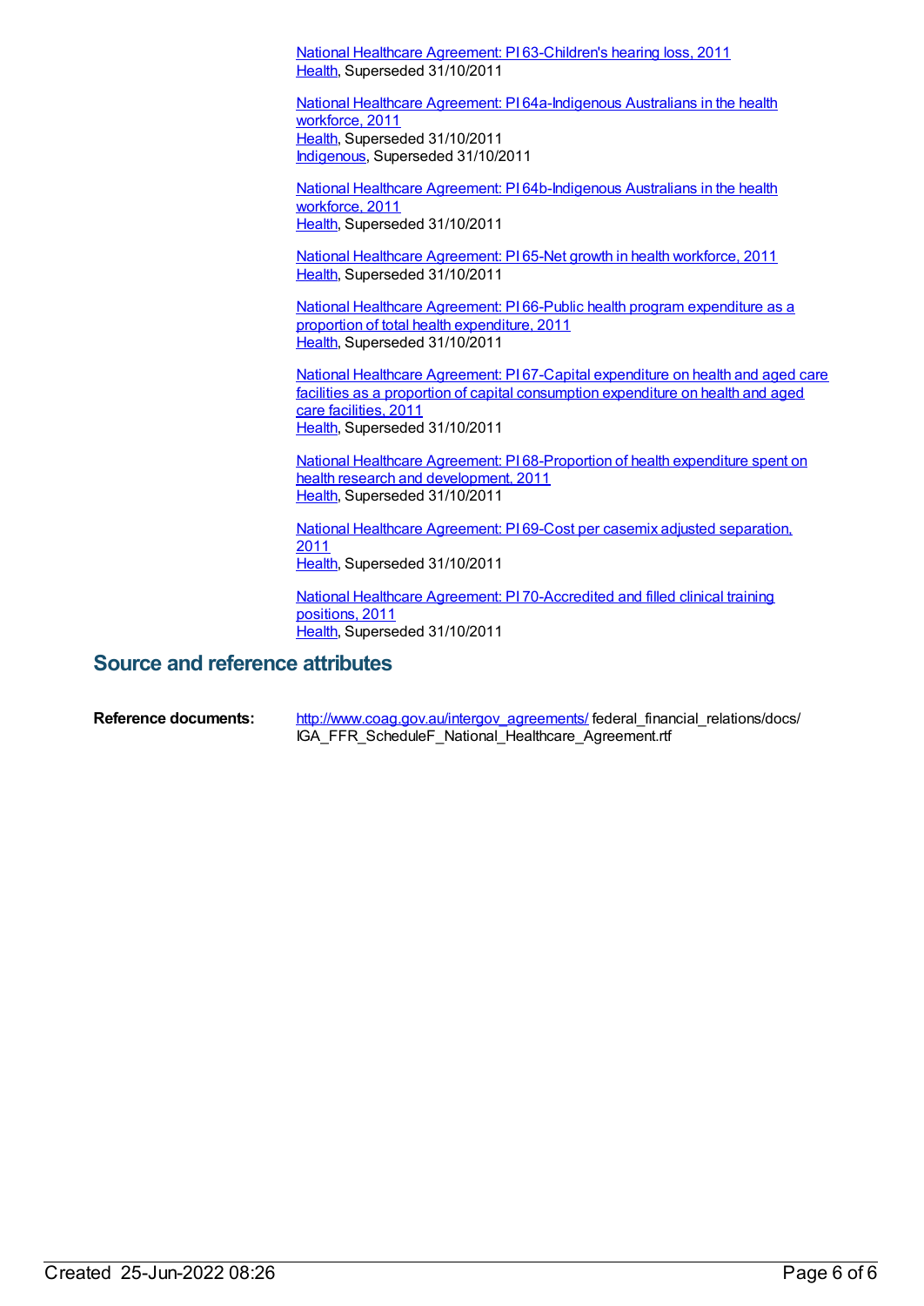National Healthcare Agreement: PI 63-Children's hearing loss, 2011
Health, Superseded 31/10/2011

National Healthcare Agreement: PI 64a-Indigenous Australians in the health workforce, 2011
Health, Superseded 31/10/2011
Indigenous, Superseded 31/10/2011

National Healthcare Agreement: PI 64b-Indigenous Australians in the health workforce, 2011
Health, Superseded 31/10/2011

National Healthcare Agreement: PI 65-Net growth in health workforce, 2011
Health, Superseded 31/10/2011

National Healthcare Agreement: PI 66-Public health program expenditure as a proportion of total health expenditure, 2011
Health, Superseded 31/10/2011

National Healthcare Agreement: PI 67-Capital expenditure on health and aged care facilities as a proportion of capital consumption expenditure on health and aged care facilities, 2011
Health, Superseded 31/10/2011

National Healthcare Agreement: PI 68-Proportion of health expenditure spent on health research and development, 2011
Health, Superseded 31/10/2011

National Healthcare Agreement: PI 69-Cost per casemix adjusted separation, 2011
Health, Superseded 31/10/2011

National Healthcare Agreement: PI 70-Accredited and filled clinical training positions, 2011
Health, Superseded 31/10/2011

## Source and reference attributes

**Reference documents:** http://www.coag.gov.au/intergov_agreements/ federal_financial_relations/docs/IGA_FFR_ScheduleF_National_Healthcare_Agreement.rtf